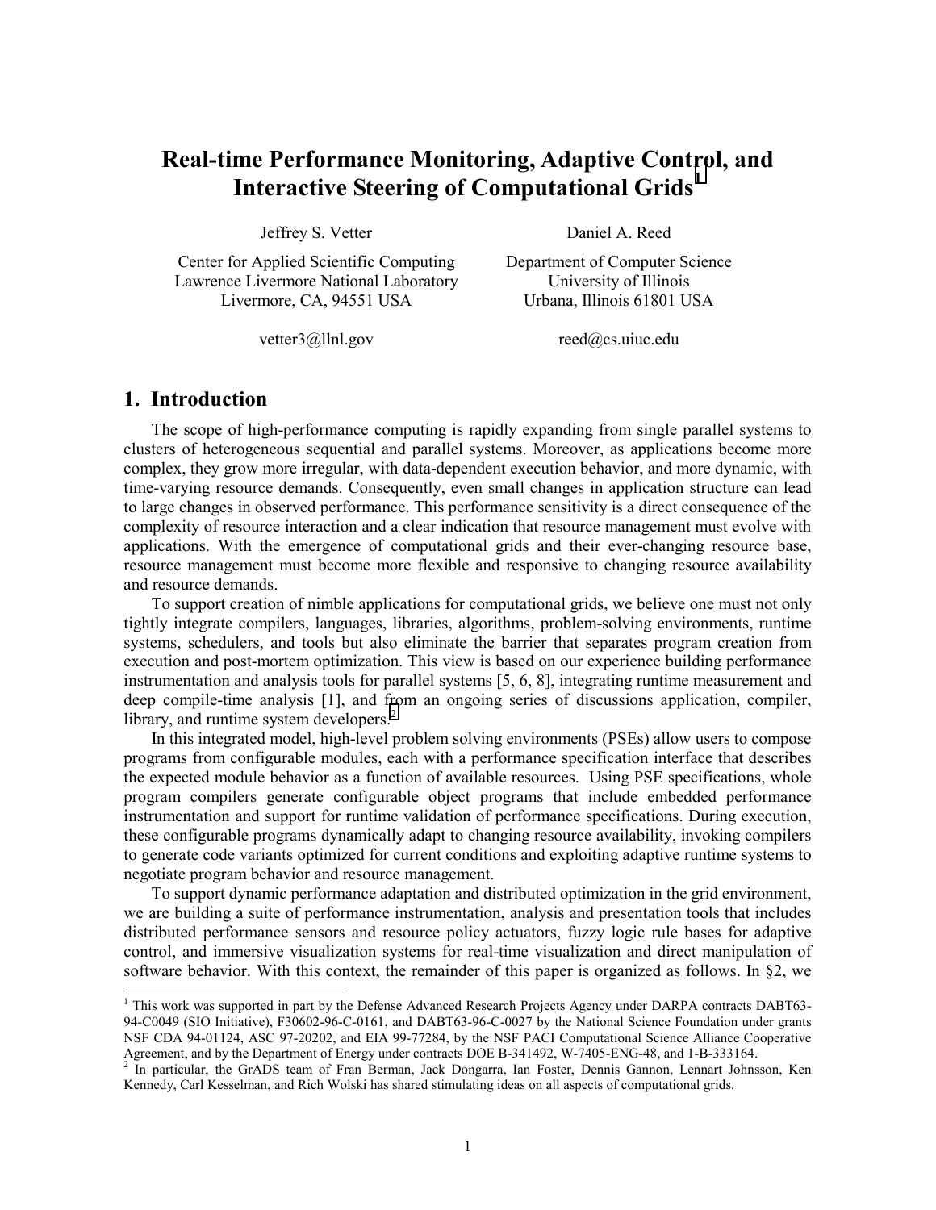# Real-time Performance Monitoring, Adaptive Control, and Interactive Steering of Computational Grids[1]

Jeffrey S. Vetter

Center for Applied Scientific Computing
Lawrence Livermore National Laboratory
Livermore, CA, 94551 USA

vetter3@llnl.gov

Daniel A. Reed

Department of Computer Science
University of Illinois
Urbana, Illinois 61801 USA

reed@cs.uiuc.edu

## 1. Introduction

The scope of high-performance computing is rapidly expanding from single parallel systems to clusters of heterogeneous sequential and parallel systems. Moreover, as applications become more complex, they grow more irregular, with data-dependent execution behavior, and more dynamic, with time-varying resource demands. Consequently, even small changes in application structure can lead to large changes in observed performance. This performance sensitivity is a direct consequence of the complexity of resource interaction and a clear indication that resource management must evolve with applications. With the emergence of computational grids and their ever-changing resource base, resource management must become more flexible and responsive to changing resource availability and resource demands.

To support creation of nimble applications for computational grids, we believe one must not only tightly integrate compilers, languages, libraries, algorithms, problem-solving environments, runtime systems, schedulers, and tools but also eliminate the barrier that separates program creation from execution and post-mortem optimization. This view is based on our experience building performance instrumentation and analysis tools for parallel systems [5, 6, 8], integrating runtime measurement and deep compile-time analysis [1], and from an ongoing series of discussions application, compiler, library, and runtime system developers.[2]

In this integrated model, high-level problem solving environments (PSEs) allow users to compose programs from configurable modules, each with a performance specification interface that describes the expected module behavior as a function of available resources. Using PSE specifications, whole program compilers generate configurable object programs that include embedded performance instrumentation and support for runtime validation of performance specifications. During execution, these configurable programs dynamically adapt to changing resource availability, invoking compilers to generate code variants optimized for current conditions and exploiting adaptive runtime systems to negotiate program behavior and resource management.

To support dynamic performance adaptation and distributed optimization in the grid environment, we are building a suite of performance instrumentation, analysis and presentation tools that includes distributed performance sensors and resource policy actuators, fuzzy logic rule bases for adaptive control, and immersive visualization systems for real-time visualization and direct manipulation of software behavior. With this context, the remainder of this paper is organized as follows. In §2, we

---

[1] This work was supported in part by the Defense Advanced Research Projects Agency under DARPA contracts DABT63-94-C0049 (SIO Initiative), F30602-96-C-0161, and DABT63-96-C-0027 by the National Science Foundation under grants NSF CDA 94-01124, ASC 97-20202, and EIA 99-77284, by the NSF PACI Computational Science Alliance Cooperative Agreement, and by the Department of Energy under contracts DOE B-341492, W-7405-ENG-48, and 1-B-333164.

[2] In particular, the GrADS team of Fran Berman, Jack Dongarra, Ian Foster, Dennis Gannon, Lennart Johnsson, Ken Kennedy, Carl Kesselman, and Rich Wolski has shared stimulating ideas on all aspects of computational grids.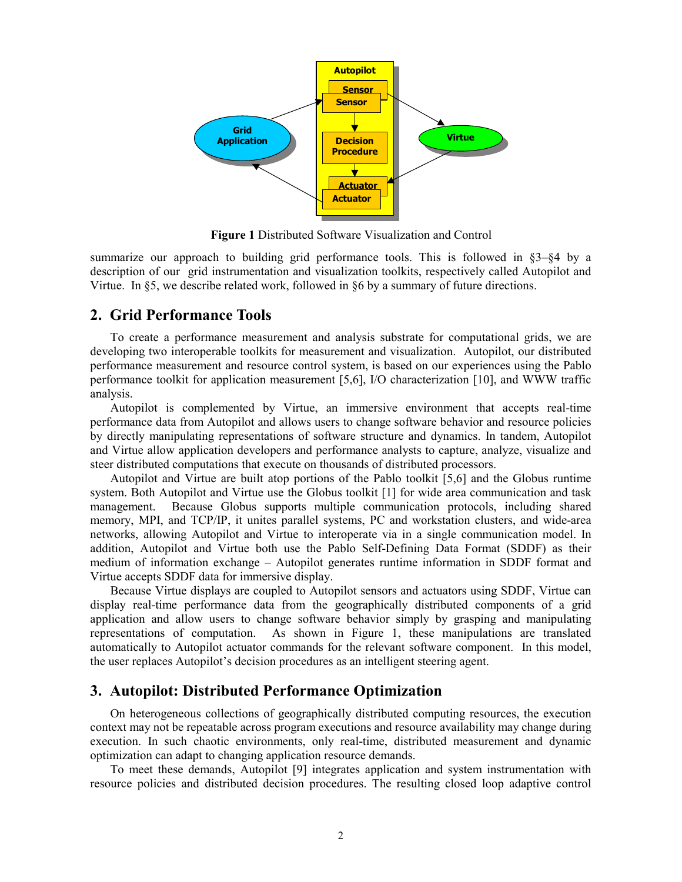**Figure 1** Distributed Software Visualization and Control

summarize our approach to building grid performance tools. This is followed in §3–§4 by a description of our grid instrumentation and visualization toolkits, respectively called Autopilot and Virtue. In §5, we describe related work, followed in §6 by a summary of future directions.

## 2. Grid Performance Tools

To create a performance measurement and analysis substrate for computational grids, we are developing two interoperable toolkits for measurement and visualization. Autopilot, our distributed performance measurement and resource control system, is based on our experiences using the Pablo performance toolkit for application measurement [5,6], I/O characterization [10], and WWW traffic analysis.

Autopilot is complemented by Virtue, an immersive environment that accepts real-time performance data from Autopilot and allows users to change software behavior and resource policies by directly manipulating representations of software structure and dynamics. In tandem, Autopilot and Virtue allow application developers and performance analysts to capture, analyze, visualize and steer distributed computations that execute on thousands of distributed processors.

Autopilot and Virtue are built atop portions of the Pablo toolkit [5,6] and the Globus runtime system. Both Autopilot and Virtue use the Globus toolkit [1] for wide area communication and task management. Because Globus supports multiple communication protocols, including shared memory, MPI, and TCP/IP, it unites parallel systems, PC and workstation clusters, and wide-area networks, allowing Autopilot and Virtue to interoperate via in a single communication model. In addition, Autopilot and Virtue both use the Pablo Self-Defining Data Format (SDDF) as their medium of information exchange – Autopilot generates runtime information in SDDF format and Virtue accepts SDDF data for immersive display.

Because Virtue displays are coupled to Autopilot sensors and actuators using SDDF, Virtue can display real-time performance data from the geographically distributed components of a grid application and allow users to change software behavior simply by grasping and manipulating representations of computation. As shown in Figure 1, these manipulations are translated automatically to Autopilot actuator commands for the relevant software component. In this model, the user replaces Autopilot's decision procedures as an intelligent steering agent.

## 3. Autopilot: Distributed Performance Optimization

On heterogeneous collections of geographically distributed computing resources, the execution context may not be repeatable across program executions and resource availability may change during execution. In such chaotic environments, only real-time, distributed measurement and dynamic optimization can adapt to changing application resource demands.

To meet these demands, Autopilot [9] integrates application and system instrumentation with resource policies and distributed decision procedures. The resulting closed loop adaptive control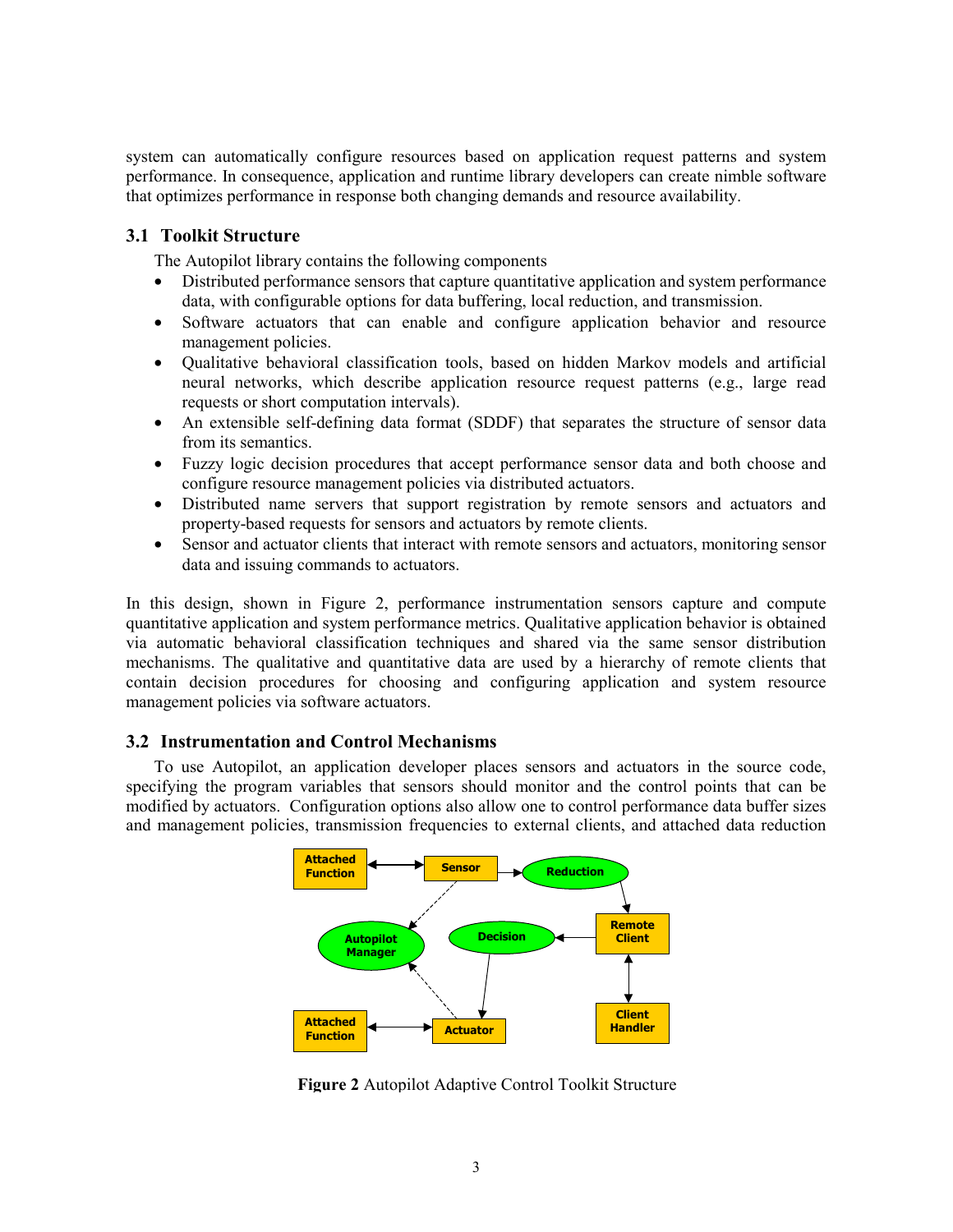system can automatically configure resources based on application request patterns and system performance. In consequence, application and runtime library developers can create nimble software that optimizes performance in response both changing demands and resource availability.

### 3.1 Toolkit Structure

The Autopilot library contains the following components

- Distributed performance sensors that capture quantitative application and system performance data, with configurable options for data buffering, local reduction, and transmission.
- Software actuators that can enable and configure application behavior and resource management policies.
- Qualitative behavioral classification tools, based on hidden Markov models and artificial neural networks, which describe application resource request patterns (e.g., large read requests or short computation intervals).
- An extensible self-defining data format (SDDF) that separates the structure of sensor data from its semantics.
- Fuzzy logic decision procedures that accept performance sensor data and both choose and configure resource management policies via distributed actuators.
- Distributed name servers that support registration by remote sensors and actuators and property-based requests for sensors and actuators by remote clients.
- Sensor and actuator clients that interact with remote sensors and actuators, monitoring sensor data and issuing commands to actuators.

In this design, shown in Figure 2, performance instrumentation sensors capture and compute quantitative application and system performance metrics. Qualitative application behavior is obtained via automatic behavioral classification techniques and shared via the same sensor distribution mechanisms. The qualitative and quantitative data are used by a hierarchy of remote clients that contain decision procedures for choosing and configuring application and system resource management policies via software actuators.

### 3.2 Instrumentation and Control Mechanisms

To use Autopilot, an application developer places sensors and actuators in the source code, specifying the program variables that sensors should monitor and the control points that can be modified by actuators. Configuration options also allow one to control performance data buffer sizes and management policies, transmission frequencies to external clients, and attached data reduction

**Figure 2** Autopilot Adaptive Control Toolkit Structure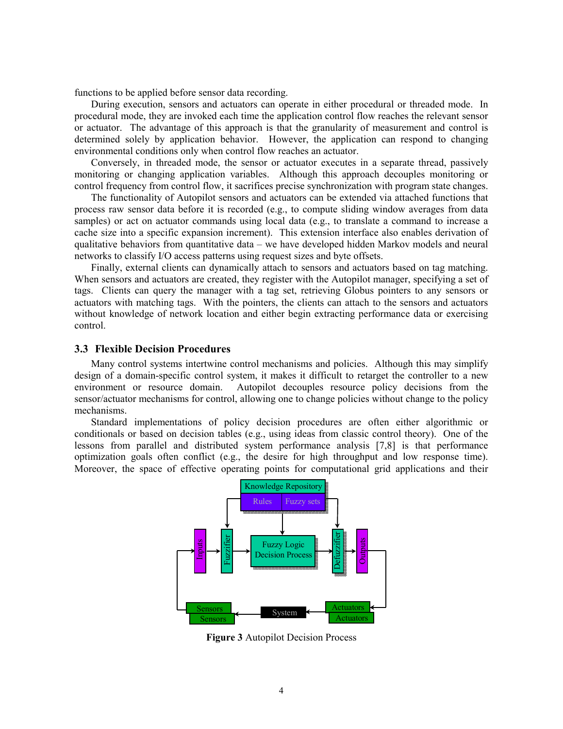functions to be applied before sensor data recording.

During execution, sensors and actuators can operate in either procedural or threaded mode. In procedural mode, they are invoked each time the application control flow reaches the relevant sensor or actuator. The advantage of this approach is that the granularity of measurement and control is determined solely by application behavior. However, the application can respond to changing environmental conditions only when control flow reaches an actuator.

Conversely, in threaded mode, the sensor or actuator executes in a separate thread, passively monitoring or changing application variables. Although this approach decouples monitoring or control frequency from control flow, it sacrifices precise synchronization with program state changes.

The functionality of Autopilot sensors and actuators can be extended via attached functions that process raw sensor data before it is recorded (e.g., to compute sliding window averages from data samples) or act on actuator commands using local data (e.g., to translate a command to increase a cache size into a specific expansion increment). This extension interface also enables derivation of qualitative behaviors from quantitative data – we have developed hidden Markov models and neural networks to classify I/O access patterns using request sizes and byte offsets.

Finally, external clients can dynamically attach to sensors and actuators based on tag matching. When sensors and actuators are created, they register with the Autopilot manager, specifying a set of tags. Clients can query the manager with a tag set, retrieving Globus pointers to any sensors or actuators with matching tags. With the pointers, the clients can attach to the sensors and actuators without knowledge of network location and either begin extracting performance data or exercising control.

### 3.3 Flexible Decision Procedures

Many control systems intertwine control mechanisms and policies. Although this may simplify design of a domain-specific control system, it makes it difficult to retarget the controller to a new environment or resource domain. Autopilot decouples resource policy decisions from the sensor/actuator mechanisms for control, allowing one to change policies without change to the policy mechanisms.

Standard implementations of policy decision procedures are often either algorithmic or conditionals or based on decision tables (e.g., using ideas from classic control theory). One of the lessons from parallel and distributed system performance analysis [7,8] is that performance optimization goals often conflict (e.g., the desire for high throughput and low response time). Moreover, the space of effective operating points for computational grid applications and their

Knowledge Repository
Rules
Fuzzy sets
Inputs
Fuzzifier
Fuzzy Logic Decision Process
Defuzzifier
Outputs
Sensors
Sensors
System
Actuators
Actuators

**Figure 3** Autopilot Decision Process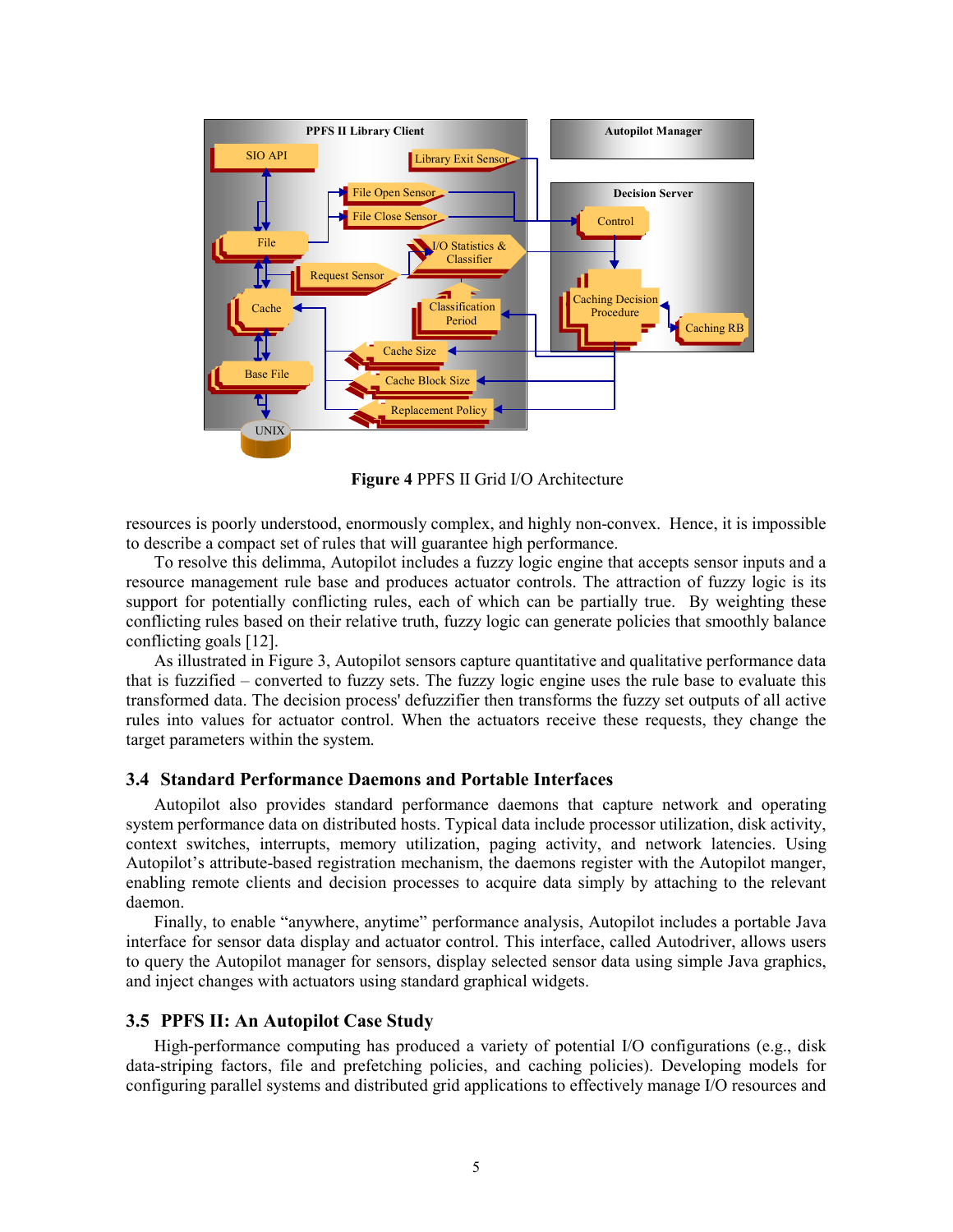**Figure 4** PPFS II Grid I/O Architecture

resources is poorly understood, enormously complex, and highly non-convex. Hence, it is impossible to describe a compact set of rules that will guarantee high performance.

To resolve this delimma, Autopilot includes a fuzzy logic engine that accepts sensor inputs and a resource management rule base and produces actuator controls. The attraction of fuzzy logic is its support for potentially conflicting rules, each of which can be partially true. By weighting these conflicting rules based on their relative truth, fuzzy logic can generate policies that smoothly balance conflicting goals [12].

As illustrated in Figure 3, Autopilot sensors capture quantitative and qualitative performance data that is fuzzified – converted to fuzzy sets. The fuzzy logic engine uses the rule base to evaluate this transformed data. The decision process' defuzzifier then transforms the fuzzy set outputs of all active rules into values for actuator control. When the actuators receive these requests, they change the target parameters within the system.

### 3.4 Standard Performance Daemons and Portable Interfaces

Autopilot also provides standard performance daemons that capture network and operating system performance data on distributed hosts. Typical data include processor utilization, disk activity, context switches, interrupts, memory utilization, paging activity, and network latencies. Using Autopilot's attribute-based registration mechanism, the daemons register with the Autopilot manger, enabling remote clients and decision processes to acquire data simply by attaching to the relevant daemon.

Finally, to enable "anywhere, anytime" performance analysis, Autopilot includes a portable Java interface for sensor data display and actuator control. This interface, called Autodriver, allows users to query the Autopilot manager for sensors, display selected sensor data using simple Java graphics, and inject changes with actuators using standard graphical widgets.

### 3.5 PPFS II: An Autopilot Case Study

High-performance computing has produced a variety of potential I/O configurations (e.g., disk data-striping factors, file and prefetching policies, and caching policies). Developing models for configuring parallel systems and distributed grid applications to effectively manage I/O resources and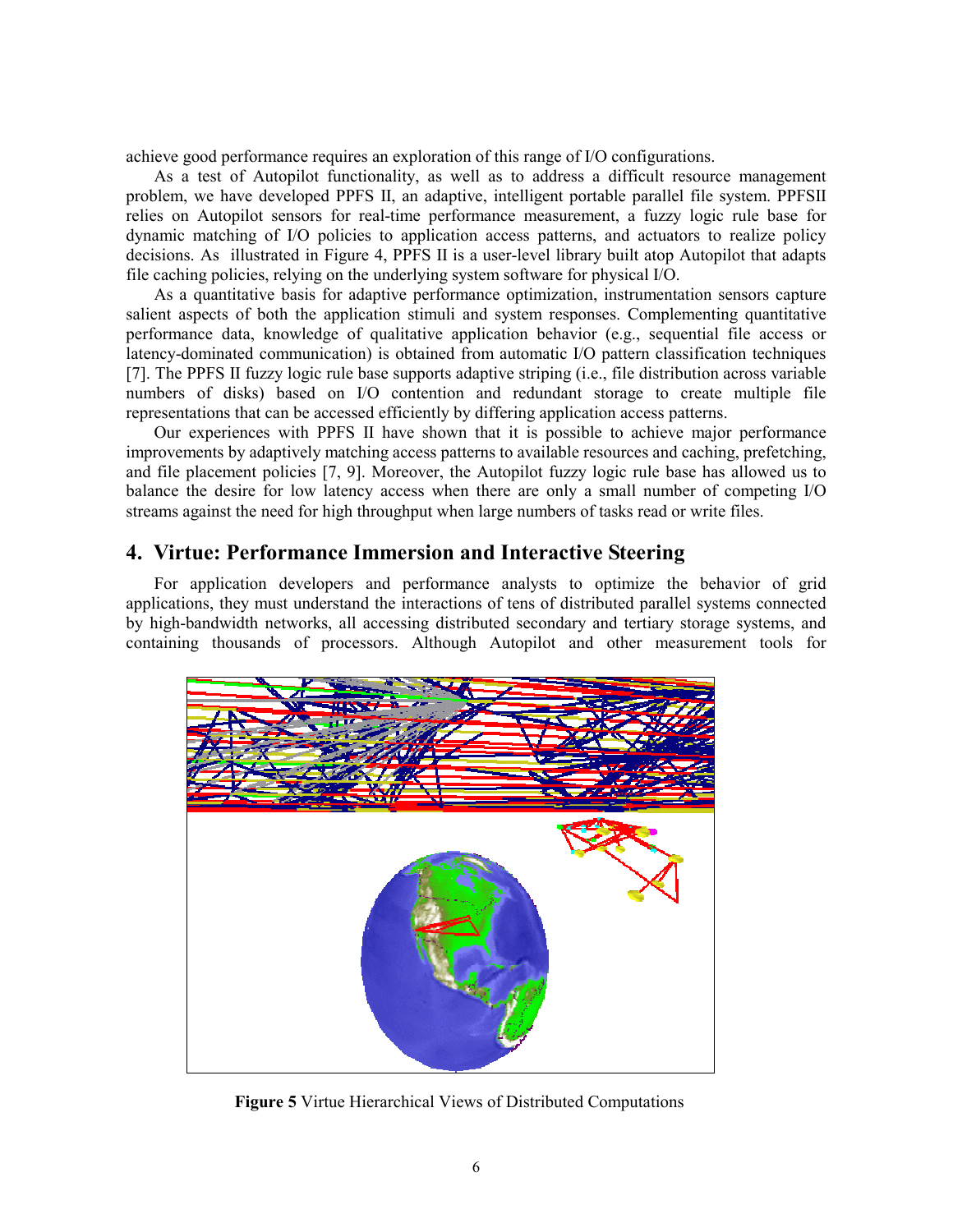achieve good performance requires an exploration of this range of I/O configurations.

As a test of Autopilot functionality, as well as to address a difficult resource management problem, we have developed PPFS II, an adaptive, intelligent portable parallel file system. PPFSII relies on Autopilot sensors for real-time performance measurement, a fuzzy logic rule base for dynamic matching of I/O policies to application access patterns, and actuators to realize policy decisions. As illustrated in Figure 4, PPFS II is a user-level library built atop Autopilot that adapts file caching policies, relying on the underlying system software for physical I/O.

As a quantitative basis for adaptive performance optimization, instrumentation sensors capture salient aspects of both the application stimuli and system responses. Complementing quantitative performance data, knowledge of qualitative application behavior (e.g., sequential file access or latency-dominated communication) is obtained from automatic I/O pattern classification techniques [7]. The PPFS II fuzzy logic rule base supports adaptive striping (i.e., file distribution across variable numbers of disks) based on I/O contention and redundant storage to create multiple file representations that can be accessed efficiently by differing application access patterns.

Our experiences with PPFS II have shown that it is possible to achieve major performance improvements by adaptively matching access patterns to available resources and caching, prefetching, and file placement policies [7, 9]. Moreover, the Autopilot fuzzy logic rule base has allowed us to balance the desire for low latency access when there are only a small number of competing I/O streams against the need for high throughput when large numbers of tasks read or write files.

## 4. Virtue: Performance Immersion and Interactive Steering

For application developers and performance analysts to optimize the behavior of grid applications, they must understand the interactions of tens of distributed parallel systems connected by high-bandwidth networks, all accessing distributed secondary and tertiary storage systems, and containing thousands of processors. Although Autopilot and other measurement tools for

**Figure 5** Virtue Hierarchical Views of Distributed Computations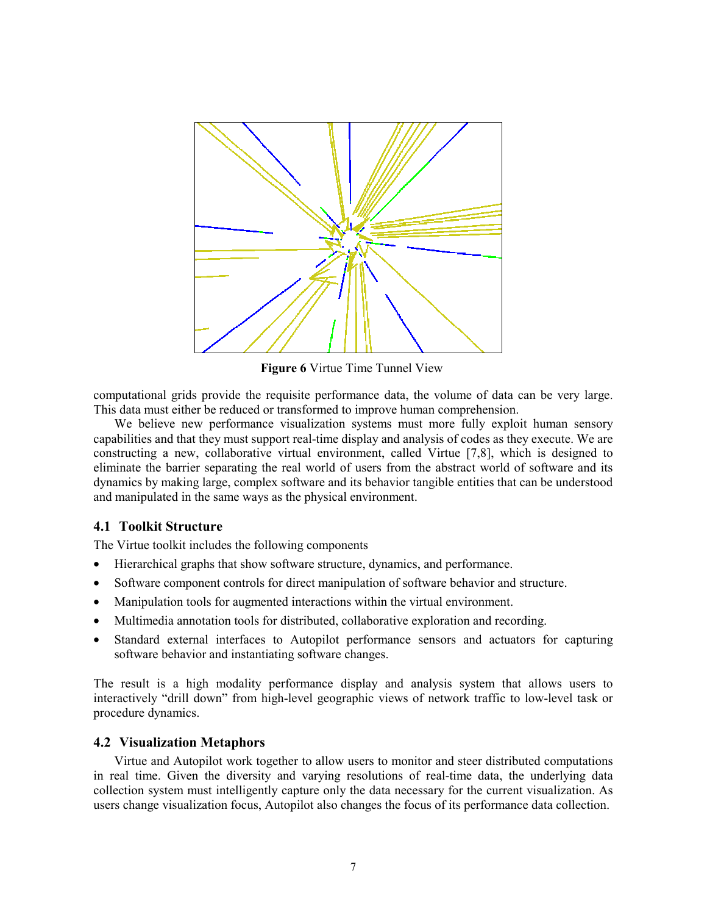**Figure 6** Virtue Time Tunnel View

computational grids provide the requisite performance data, the volume of data can be very large. This data must either be reduced or transformed to improve human comprehension.

We believe new performance visualization systems must more fully exploit human sensory capabilities and that they must support real-time display and analysis of codes as they execute. We are constructing a new, collaborative virtual environment, called Virtue [7,8], which is designed to eliminate the barrier separating the real world of users from the abstract world of software and its dynamics by making large, complex software and its behavior tangible entities that can be understood and manipulated in the same ways as the physical environment.

### 4.1 Toolkit Structure

The Virtue toolkit includes the following components

- Hierarchical graphs that show software structure, dynamics, and performance.
- Software component controls for direct manipulation of software behavior and structure.
- Manipulation tools for augmented interactions within the virtual environment.
- Multimedia annotation tools for distributed, collaborative exploration and recording.
- Standard external interfaces to Autopilot performance sensors and actuators for capturing software behavior and instantiating software changes.

The result is a high modality performance display and analysis system that allows users to interactively "drill down" from high-level geographic views of network traffic to low-level task or procedure dynamics.

### 4.2 Visualization Metaphors

Virtue and Autopilot work together to allow users to monitor and steer distributed computations in real time. Given the diversity and varying resolutions of real-time data, the underlying data collection system must intelligently capture only the data necessary for the current visualization. As users change visualization focus, Autopilot also changes the focus of its performance data collection.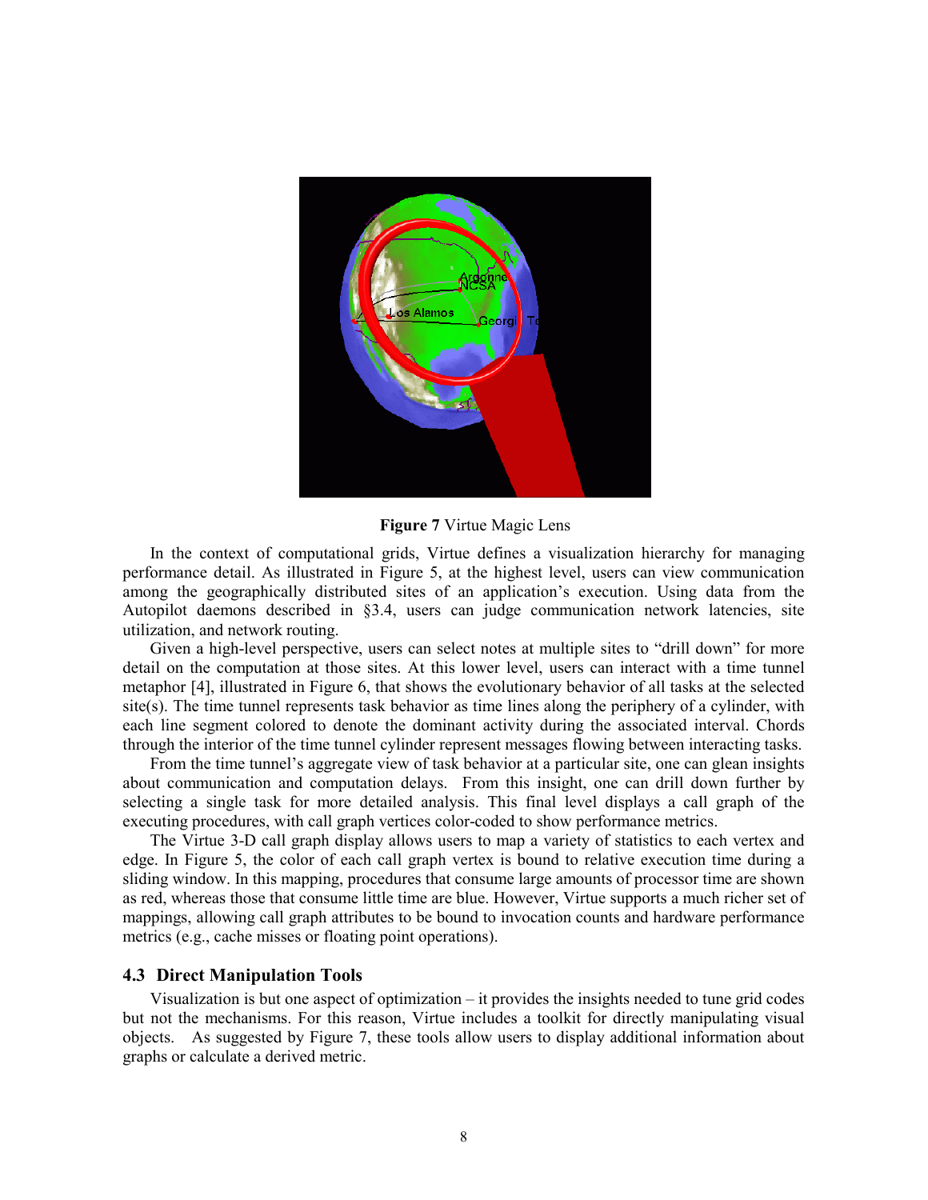**Figure 7** Virtue Magic Lens

In the context of computational grids, Virtue defines a visualization hierarchy for managing performance detail. As illustrated in Figure 5, at the highest level, users can view communication among the geographically distributed sites of an application's execution. Using data from the Autopilot daemons described in §3.4, users can judge communication network latencies, site utilization, and network routing.

Given a high-level perspective, users can select notes at multiple sites to "drill down" for more detail on the computation at those sites. At this lower level, users can interact with a time tunnel metaphor [4], illustrated in Figure 6, that shows the evolutionary behavior of all tasks at the selected site(s). The time tunnel represents task behavior as time lines along the periphery of a cylinder, with each line segment colored to denote the dominant activity during the associated interval. Chords through the interior of the time tunnel cylinder represent messages flowing between interacting tasks.

From the time tunnel's aggregate view of task behavior at a particular site, one can glean insights about communication and computation delays. From this insight, one can drill down further by selecting a single task for more detailed analysis. This final level displays a call graph of the executing procedures, with call graph vertices color-coded to show performance metrics.

The Virtue 3-D call graph display allows users to map a variety of statistics to each vertex and edge. In Figure 5, the color of each call graph vertex is bound to relative execution time during a sliding window. In this mapping, procedures that consume large amounts of processor time are shown as red, whereas those that consume little time are blue. However, Virtue supports a much richer set of mappings, allowing call graph attributes to be bound to invocation counts and hardware performance metrics (e.g., cache misses or floating point operations).

### 4.3 Direct Manipulation Tools

Visualization is but one aspect of optimization – it provides the insights needed to tune grid codes but not the mechanisms. For this reason, Virtue includes a toolkit for directly manipulating visual objects. As suggested by Figure 7, these tools allow users to display additional information about graphs or calculate a derived metric.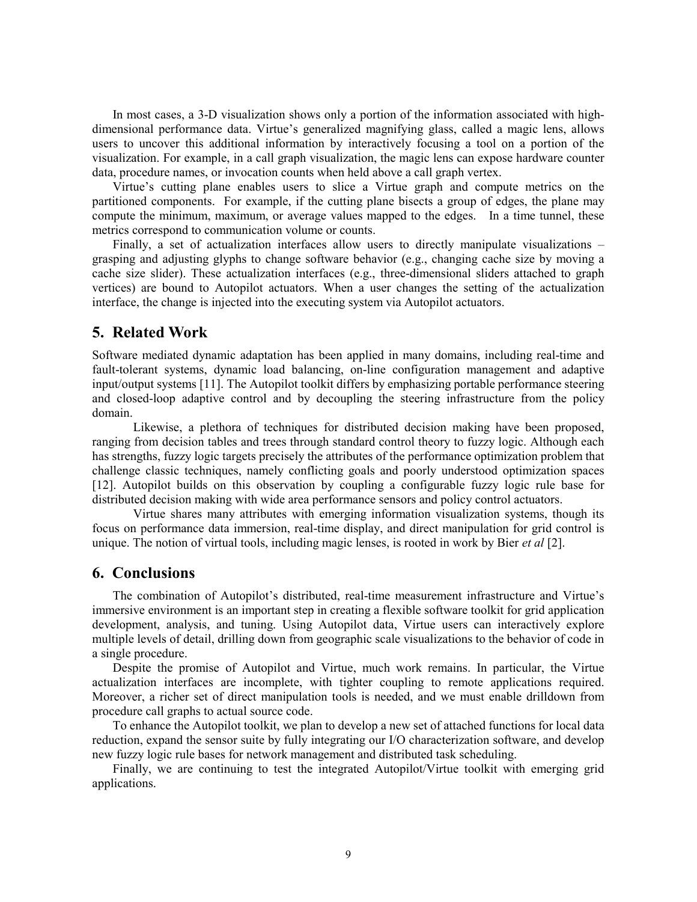In most cases, a 3-D visualization shows only a portion of the information associated with high-dimensional performance data. Virtue's generalized magnifying glass, called a magic lens, allows users to uncover this additional information by interactively focusing a tool on a portion of the visualization. For example, in a call graph visualization, the magic lens can expose hardware counter data, procedure names, or invocation counts when held above a call graph vertex.

Virtue's cutting plane enables users to slice a Virtue graph and compute metrics on the partitioned components. For example, if the cutting plane bisects a group of edges, the plane may compute the minimum, maximum, or average values mapped to the edges. In a time tunnel, these metrics correspond to communication volume or counts.

Finally, a set of actualization interfaces allow users to directly manipulate visualizations – grasping and adjusting glyphs to change software behavior (e.g., changing cache size by moving a cache size slider). These actualization interfaces (e.g., three-dimensional sliders attached to graph vertices) are bound to Autopilot actuators. When a user changes the setting of the actualization interface, the change is injected into the executing system via Autopilot actuators.

## 5. Related Work

Software mediated dynamic adaptation has been applied in many domains, including real-time and fault-tolerant systems, dynamic load balancing, on-line configuration management and adaptive input/output systems [11]. The Autopilot toolkit differs by emphasizing portable performance steering and closed-loop adaptive control and by decoupling the steering infrastructure from the policy domain.

Likewise, a plethora of techniques for distributed decision making have been proposed, ranging from decision tables and trees through standard control theory to fuzzy logic. Although each has strengths, fuzzy logic targets precisely the attributes of the performance optimization problem that challenge classic techniques, namely conflicting goals and poorly understood optimization spaces [12]. Autopilot builds on this observation by coupling a configurable fuzzy logic rule base for distributed decision making with wide area performance sensors and policy control actuators.

Virtue shares many attributes with emerging information visualization systems, though its focus on performance data immersion, real-time display, and direct manipulation for grid control is unique. The notion of virtual tools, including magic lenses, is rooted in work by Bier *et al* [2].

## 6. Conclusions

The combination of Autopilot's distributed, real-time measurement infrastructure and Virtue's immersive environment is an important step in creating a flexible software toolkit for grid application development, analysis, and tuning. Using Autopilot data, Virtue users can interactively explore multiple levels of detail, drilling down from geographic scale visualizations to the behavior of code in a single procedure.

Despite the promise of Autopilot and Virtue, much work remains. In particular, the Virtue actualization interfaces are incomplete, with tighter coupling to remote applications required. Moreover, a richer set of direct manipulation tools is needed, and we must enable drilldown from procedure call graphs to actual source code.

To enhance the Autopilot toolkit, we plan to develop a new set of attached functions for local data reduction, expand the sensor suite by fully integrating our I/O characterization software, and develop new fuzzy logic rule bases for network management and distributed task scheduling.

Finally, we are continuing to test the integrated Autopilot/Virtue toolkit with emerging grid applications.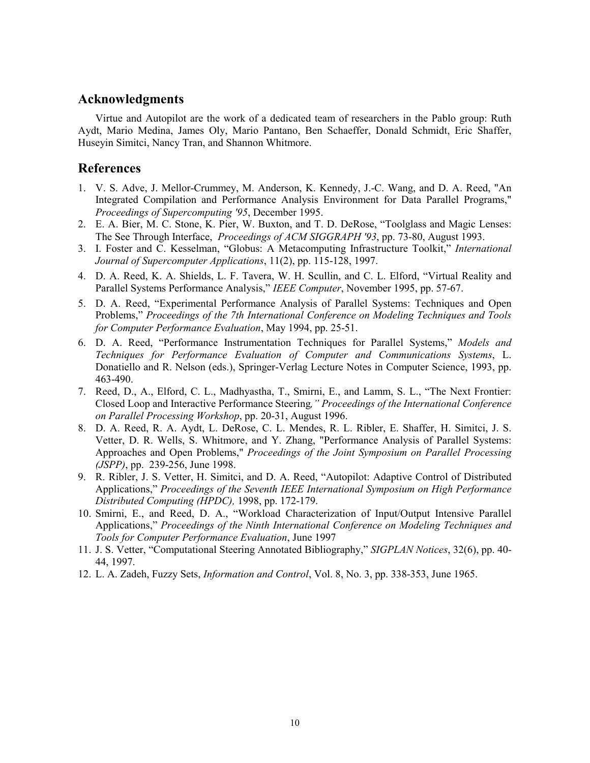## Acknowledgments

Virtue and Autopilot are the work of a dedicated team of researchers in the Pablo group: Ruth Aydt, Mario Medina, James Oly, Mario Pantano, Ben Schaeffer, Donald Schmidt, Eric Shaffer, Huseyin Simitci, Nancy Tran, and Shannon Whitmore.

## References

1. V. S. Adve, J. Mellor-Crummey, M. Anderson, K. Kennedy, J.-C. Wang, and D. A. Reed, "An Integrated Compilation and Performance Analysis Environment for Data Parallel Programs," *Proceedings of Supercomputing '95*, December 1995.
2. E. A. Bier, M. C. Stone, K. Pier, W. Buxton, and T. D. DeRose, "Toolglass and Magic Lenses: The See Through Interface, *Proceedings of ACM SIGGRAPH '93*, pp. 73-80, August 1993.
3. I. Foster and C. Kesselman, "Globus: A Metacomputing Infrastructure Toolkit," *International Journal of Supercomputer Applications*, 11(2), pp. 115-128, 1997.
4. D. A. Reed, K. A. Shields, L. F. Tavera, W. H. Scullin, and C. L. Elford, "Virtual Reality and Parallel Systems Performance Analysis," *IEEE Computer*, November 1995, pp. 57-67.
5. D. A. Reed, "Experimental Performance Analysis of Parallel Systems: Techniques and Open Problems," *Proceedings of the 7th International Conference on Modeling Techniques and Tools for Computer Performance Evaluation*, May 1994, pp. 25-51.
6. D. A. Reed, "Performance Instrumentation Techniques for Parallel Systems," *Models and Techniques for Performance Evaluation of Computer and Communications Systems*, L. Donatiello and R. Nelson (eds.), Springer-Verlag Lecture Notes in Computer Science, 1993, pp. 463-490.
7. Reed, D., A., Elford, C. L., Madhyastha, T., Smirni, E., and Lamm, S. L., "The Next Frontier: Closed Loop and Interactive Performance Steering*," Proceedings of the International Conference on Parallel Processing Workshop*, pp. 20-31, August 1996.
8. D. A. Reed, R. A. Aydt, L. DeRose, C. L. Mendes, R. L. Ribler, E. Shaffer, H. Simitci, J. S. Vetter, D. R. Wells, S. Whitmore, and Y. Zhang, "Performance Analysis of Parallel Systems: Approaches and Open Problems," *Proceedings of the Joint Symposium on Parallel Processing (JSPP)*, pp. 239-256, June 1998.
9. R. Ribler, J. S. Vetter, H. Simitci, and D. A. Reed, "Autopilot: Adaptive Control of Distributed Applications," *Proceedings of the Seventh IEEE International Symposium on High Performance Distributed Computing (HPDC),* 1998, pp. 172-179.
10. Smirni, E., and Reed, D. A., "Workload Characterization of Input/Output Intensive Parallel Applications," *Proceedings of the Ninth International Conference on Modeling Techniques and Tools for Computer Performance Evaluation*, June 1997
11. J. S. Vetter, "Computational Steering Annotated Bibliography," *SIGPLAN Notices*, 32(6), pp. 40-44, 1997.
12. L. A. Zadeh, Fuzzy Sets, *Information and Control*, Vol. 8, No. 3, pp. 338-353, June 1965.